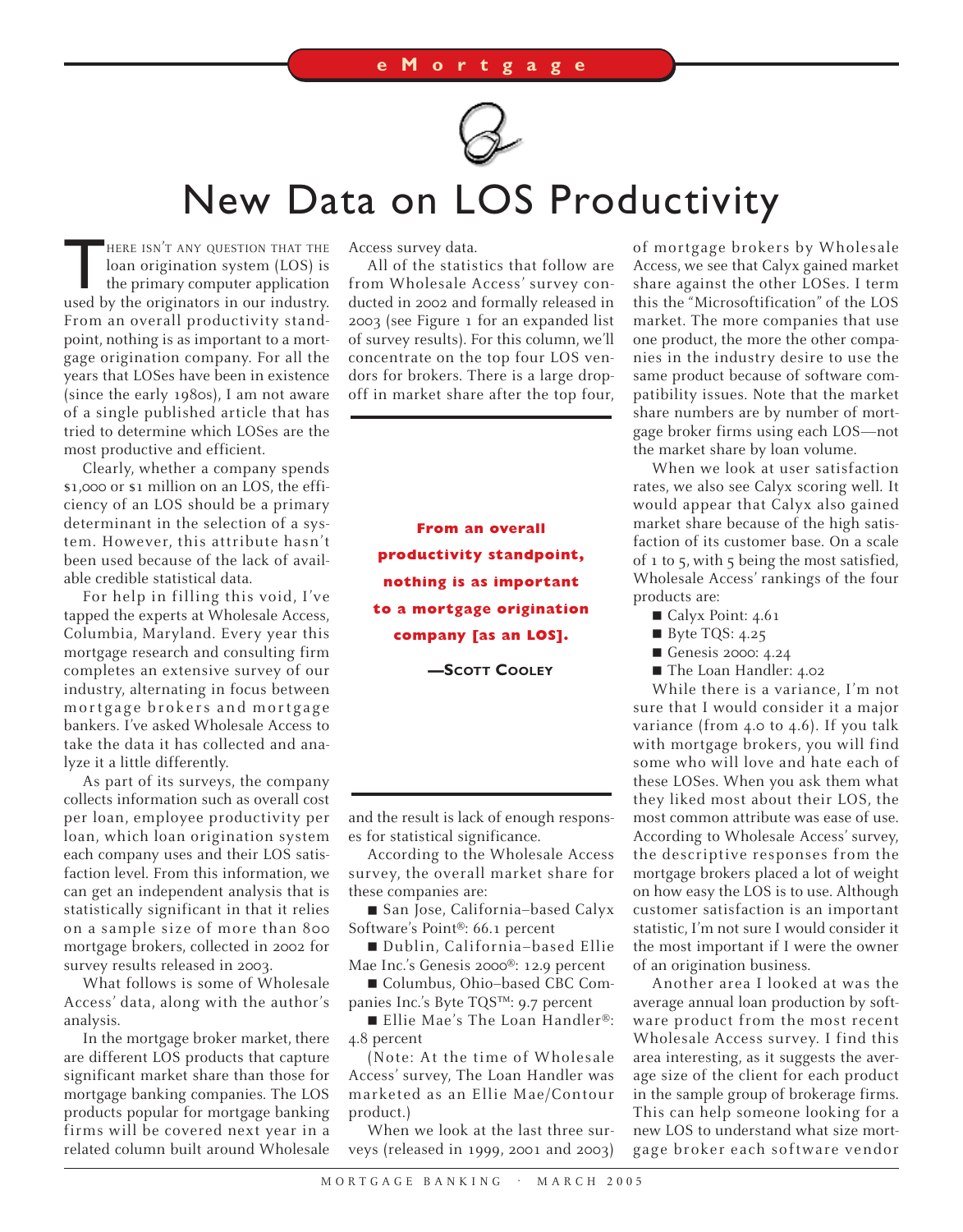# New Data on LOS Productivity

There isn't any question that the loan origination system (LOS) is the primary computer application used by the originators in our industry. From an overall productivity standpoint, nothing is as important to a mortgage origination company. For all the years that LOSes have been in existence (since the early 1980s), I am not aware of a single published article that has tried to determine which LOSes are the most productive and efficient.

Clearly, whether a company spends $1,000 or $1 million on an LOS, the efficiency of an LOS should be a primary determinant in the selection of a system. However, this attribute hasn't been used because of the lack of available credible statistical data.

For help in filling this void, I've tapped the experts at Wholesale Access, Columbia, Maryland. Every year this mortgage research and consulting firm completes an extensive survey of our industry, alternating in focus between mortgage brokers and mortgage bankers. I've asked Wholesale Access to take the data it has collected and analyze it a little differently.

As part of its surveys, the company collects information such as overall cost per loan, employee productivity per loan, which loan origination system each company uses and their LOS satisfaction level. From this information, we can get an independent analysis that is statistically significant in that it relies on a sample size of more than 800 mortgage brokers, collected in 2002 for survey results released in 2003.

What follows is some of Wholesale Access' data, along with the author's analysis.

In the mortgage broker market, there are different LOS products that capture significant market share than those for mortgage banking companies. The LOS products popular for mortgage banking firms will be covered next year in a related column built around Wholesale Access survey data.

All of the statistics that follow are from Wholesale Access' survey conducted in 2002 and formally released in 2003 (see Figure 1 for an expanded list of survey results). For this column, we'll concentrate on the top four LOS vendors for brokers. There is a large drop-off in market share after the top four, and the result is lack of enough responses for statistical significance.

> **From an overall productivity standpoint, nothing is as important to a mortgage origination company [as an LOS].**
>
> —Scott Cooley

According to the Wholesale Access survey, the overall market share for these companies are:

- San Jose, California–based Calyx Software's Point®: 66.1 percent
- Dublin, California–based Ellie Mae Inc.'s Genesis 2000®: 12.9 percent
- Columbus, Ohio–based CBC Companies Inc.'s Byte TQS™: 9.7 percent
- Ellie Mae's The Loan Handler®: 4.8 percent

(Note: At the time of Wholesale Access' survey, The Loan Handler was marketed as an Ellie Mae/Contour product.)

When we look at the last three surveys (released in 1999, 2001 and 2003) of mortgage brokers by Wholesale Access, we see that Calyx gained market share against the other LOSes. I term this the "Microsoftification" of the LOS market. The more companies that use one product, the more the other companies in the industry desire to use the same product because of software compatibility issues. Note that the market share numbers are by number of mortgage broker firms using each LOS—not the market share by loan volume.

When we look at user satisfaction rates, we also see Calyx scoring well. It would appear that Calyx also gained market share because of the high satisfaction of its customer base. On a scale of 1 to 5, with 5 being the most satisfied, Wholesale Access' rankings of the four products are:

- Calyx Point: 4.61
- Byte TQS: 4.25
- Genesis 2000: 4.24
- The Loan Handler: 4.02

While there is a variance, I'm not sure that I would consider it a major variance (from 4.0 to 4.6). If you talk with mortgage brokers, you will find some who will love and hate each of these LOSes. When you ask them what they liked most about their LOS, the most common attribute was ease of use. According to Wholesale Access' survey, the descriptive responses from the mortgage brokers placed a lot of weight on how easy the LOS is to use. Although customer satisfaction is an important statistic, I'm not sure I would consider it the most important if I were the owner of an origination business.

Another area I looked at was the average annual loan production by software product from the most recent Wholesale Access survey. I find this area interesting, as it suggests the average size of the client for each product in the sample group of brokerage firms. This can help someone looking for a new LOS to understand what size mortgage broker each software vendor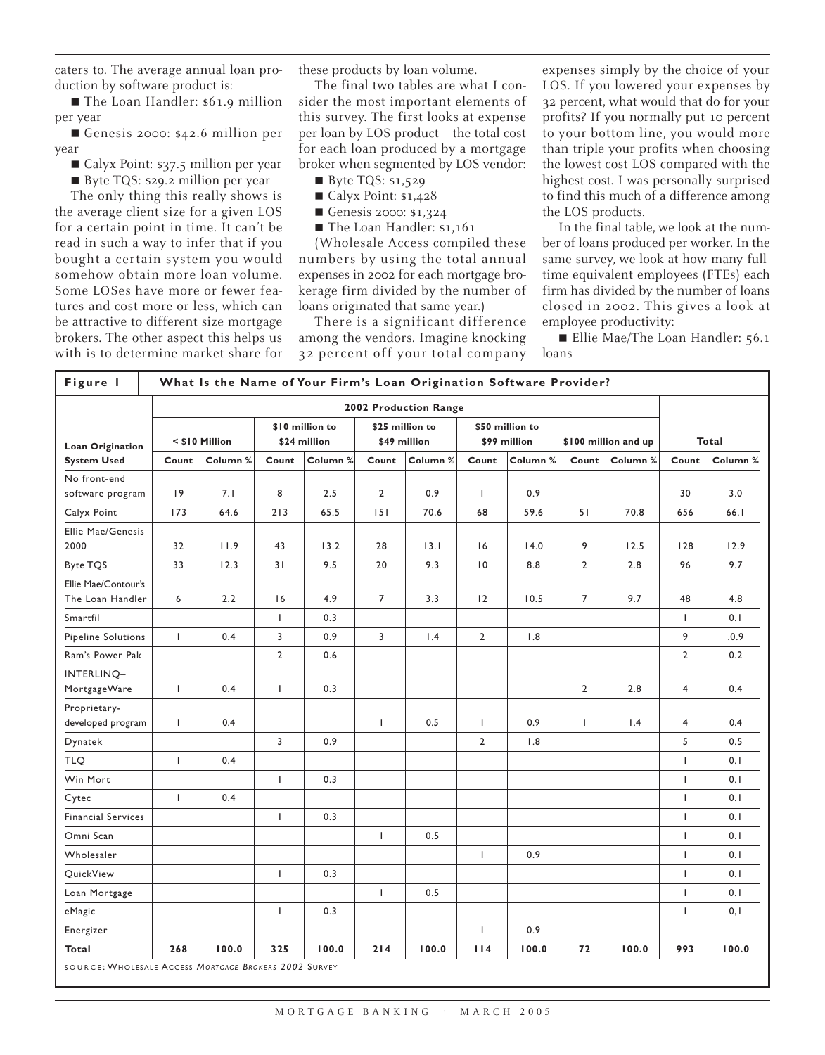caters to. The average annual loan production by software product is:

- The Loan Handler: $61.9 million per year
- Genesis 2000: $42.6 million per year
- Calyx Point: $37.5 million per year
- Byte TQS: $29.2 million per year

The only thing this really shows is the average client size for a given LOS for a certain point in time. It can't be read in such a way to infer that if you bought a certain system you would somehow obtain more loan volume. Some LOSes have more or fewer features and cost more or less, which can be attractive to different size mortgage brokers. The other aspect this helps us with is to determine market share for these products by loan volume.

The final two tables are what I consider the most important elements of this survey. The first looks at expense per loan by LOS product—the total cost for each loan produced by a mortgage broker when segmented by LOS vendor:

- Byte TQS: $1,529
- Calyx Point: $1,428
- Genesis 2000: $1,324
- The Loan Handler: $1,161

(Wholesale Access compiled these numbers by using the total annual expenses in 2002 for each mortgage brokerage firm divided by the number of loans originated that same year.)

There is a significant difference among the vendors. Imagine knocking 32 percent off your total company expenses simply by the choice of your LOS. If you lowered your expenses by 32 percent, what would that do for your profits? If you normally put 10 percent to your bottom line, you would more than triple your profits when choosing the lowest-cost LOS compared with the highest cost. I was personally surprised to find this much of a difference among the LOS products.

In the final table, we look at the number of loans produced per worker. In the same survey, we look at how many full-time equivalent employees (FTEs) each firm has divided by the number of loans closed in 2002. This gives a look at employee productivity:

- Ellie Mae/The Loan Handler: 56.1 loans

**Figure 1 What Is the Name of Your Firm's Loan Origination Software Provider?**

| Loan Origination System Used | 2002 Production Range | | | | | | | | | | Total | |
|---|---|---|---|---|---|---|---|---|---|---|---|---|
| | < $10 Million | | $10 million to $24 million | | $25 million to $49 million | | $50 million to $99 million | | $100 million and up | | | |
| | Count | Column % | Count | Column % | Count | Column % | Count | Column % | Count | Column % | Count | Column % |
| No front-end software program | 19 | 7.1 | 8 | 2.5 | 2 | 0.9 | 1 | 0.9 | | | 30 | 3.0 |
| Calyx Point | 173 | 64.6 | 213 | 65.5 | 151 | 70.6 | 68 | 59.6 | 51 | 70.8 | 656 | 66.1 |
| Ellie Mae/Genesis 2000 | 32 | 11.9 | 43 | 13.2 | 28 | 13.1 | 16 | 14.0 | 9 | 12.5 | 128 | 12.9 |
| Byte TQS | 33 | 12.3 | 31 | 9.5 | 20 | 9.3 | 10 | 8.8 | 2 | 2.8 | 96 | 9.7 |
| Ellie Mae/Contour's The Loan Handler | 6 | 2.2 | 16 | 4.9 | 7 | 3.3 | 12 | 10.5 | 7 | 9.7 | 48 | 4.8 |
| Smartfil | | | 1 | 0.3 | | | | | | | 1 | 0.1 |
| Pipeline Solutions | 1 | 0.4 | 3 | 0.9 | 3 | 1.4 | 2 | 1.8 | | | 9 | .0.9 |
| Ram's Power Pak | | | 2 | 0.6 | | | | | | | 2 | 0.2 |
| INTERLINQ–MortgageWare | 1 | 0.4 | 1 | 0.3 | | | | | 2 | 2.8 | 4 | 0.4 |
| Proprietary-developed program | 1 | 0.4 | | | 1 | 0.5 | 1 | 0.9 | 1 | 1.4 | 4 | 0.4 |
| Dynatek | | | 3 | 0.9 | | | 2 | 1.8 | | | 5 | 0.5 |
| TLQ | 1 | 0.4 | | | | | | | | | 1 | 0.1 |
| Win Mort | | | 1 | 0.3 | | | | | | | 1 | 0.1 |
| Cytec | 1 | 0.4 | | | | | | | | | 1 | 0.1 |
| Financial Services | | | 1 | 0.3 | | | | | | | 1 | 0.1 |
| Omni Scan | | | | | 1 | 0.5 | | | | | 1 | 0.1 |
| Wholesaler | | | | | | | 1 | 0.9 | | | 1 | 0.1 |
| QuickView | | | 1 | 0.3 | | | | | | | 1 | 0.1 |
| Loan Mortgage | | | | | 1 | 0.5 | | | | | 1 | 0.1 |
| eMagic | | | 1 | 0.3 | | | | | | | 1 | 0,1 |
| Energizer | | | | | | | 1 | 0.9 | | | | |
| **Total** | **268** | **100.0** | **325** | **100.0** | **214** | **100.0** | **114** | **100.0** | **72** | **100.0** | **993** | **100.0** |

SOURCE: WHOLESALE ACCESS *MORTGAGE BROKERS 2002* SURVEY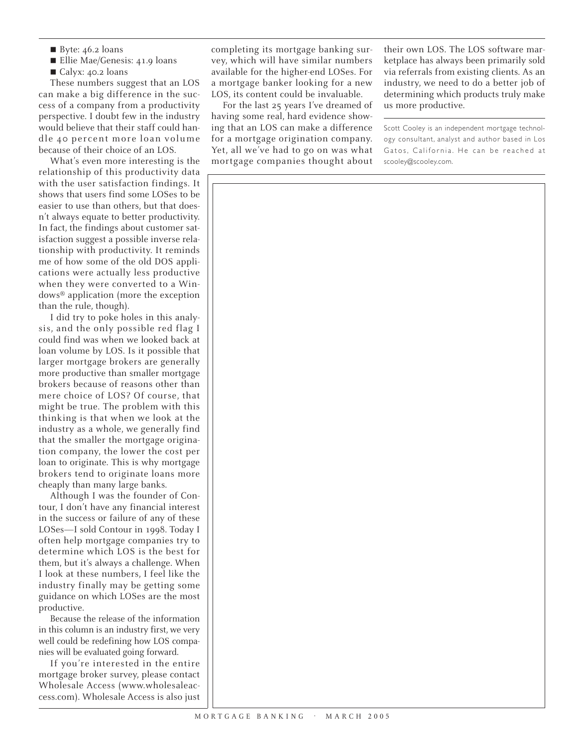- Byte: 46.2 loans
- Ellie Mae/Genesis: 41.9 loans
- Calyx: 40.2 loans

These numbers suggest that an LOS can make a big difference in the success of a company from a productivity perspective. I doubt few in the industry would believe that their staff could handle 40 percent more loan volume because of their choice of an LOS.

What's even more interesting is the relationship of this productivity data with the user satisfaction findings. It shows that users find some LOSes to be easier to use than others, but that doesn't always equate to better productivity. In fact, the findings about customer satisfaction suggest a possible inverse relationship with productivity. It reminds me of how some of the old DOS applications were actually less productive when they were converted to a Windows® application (more the exception than the rule, though).

I did try to poke holes in this analysis, and the only possible red flag I could find was when we looked back at loan volume by LOS. Is it possible that larger mortgage brokers are generally more productive than smaller mortgage brokers because of reasons other than mere choice of LOS? Of course, that might be true. The problem with this thinking is that when we look at the industry as a whole, we generally find that the smaller the mortgage origination company, the lower the cost per loan to originate. This is why mortgage brokers tend to originate loans more cheaply than many large banks.

Although I was the founder of Contour, I don't have any financial interest in the success or failure of any of these LOSes—I sold Contour in 1998. Today I often help mortgage companies try to determine which LOS is the best for them, but it's always a challenge. When I look at these numbers, I feel like the industry finally may be getting some guidance on which LOSes are the most productive.

Because the release of the information in this column is an industry first, we very well could be redefining how LOS companies will be evaluated going forward.

If you're interested in the entire mortgage broker survey, please contact Wholesale Access (www.wholesaleaccess.com). Wholesale Access is also just completing its mortgage banking survey, which will have similar numbers available for the higher-end LOSes. For a mortgage banker looking for a new LOS, its content could be invaluable.

For the last 25 years I've dreamed of having some real, hard evidence showing that an LOS can make a difference for a mortgage origination company. Yet, all we've had to go on was what mortgage companies thought about their own LOS. The LOS software marketplace has always been primarily sold via referrals from existing clients. As an industry, we need to do a better job of determining which products truly make us more productive.

Scott Cooley is an independent mortgage technology consultant, analyst and author based in Los Gatos, California. He can be reached at scooley@scooley.com.